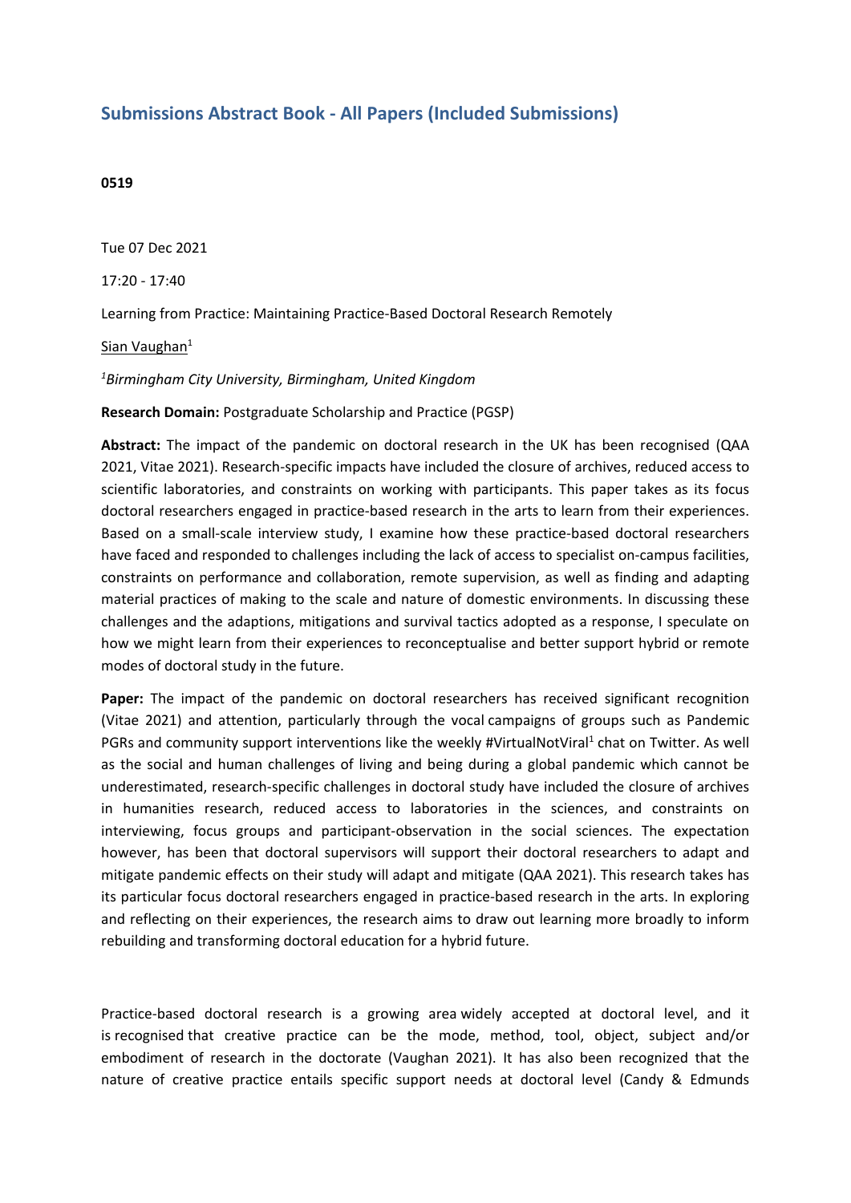## Submissions Abstract Book - All Papers (Included Submissions)

**0519**

Tue 07 Dec 2021

17:20 - 17:40

Learning from Practice: Maintaining Practice-Based Doctoral Research Remotely

Sian Vaughan[1]

[1]*Birmingham City University, Birmingham, United Kingdom*

**Research Domain:** Postgraduate Scholarship and Practice (PGSP)

**Abstract:** The impact of the pandemic on doctoral research in the UK has been recognised (QAA 2021, Vitae 2021). Research-specific impacts have included the closure of archives, reduced access to scientific laboratories, and constraints on working with participants. This paper takes as its focus doctoral researchers engaged in practice-based research in the arts to learn from their experiences. Based on a small-scale interview study, I examine how these practice-based doctoral researchers have faced and responded to challenges including the lack of access to specialist on-campus facilities, constraints on performance and collaboration, remote supervision, as well as finding and adapting material practices of making to the scale and nature of domestic environments. In discussing these challenges and the adaptions, mitigations and survival tactics adopted as a response, I speculate on how we might learn from their experiences to reconceptualise and better support hybrid or remote modes of doctoral study in the future.

**Paper:** The impact of the pandemic on doctoral researchers has received significant recognition (Vitae 2021) and attention, particularly through the vocal campaigns of groups such as Pandemic PGRs and community support interventions like the weekly #VirtualNotViral[1] chat on Twitter. As well as the social and human challenges of living and being during a global pandemic which cannot be underestimated, research-specific challenges in doctoral study have included the closure of archives in humanities research, reduced access to laboratories in the sciences, and constraints on interviewing, focus groups and participant-observation in the social sciences. The expectation however, has been that doctoral supervisors will support their doctoral researchers to adapt and mitigate pandemic effects on their study will adapt and mitigate (QAA 2021). This research takes has its particular focus doctoral researchers engaged in practice-based research in the arts. In exploring and reflecting on their experiences, the research aims to draw out learning more broadly to inform rebuilding and transforming doctoral education for a hybrid future.

Practice-based doctoral research is a growing area widely accepted at doctoral level, and it is recognised that creative practice can be the mode, method, tool, object, subject and/or embodiment of research in the doctorate (Vaughan 2021). It has also been recognized that the nature of creative practice entails specific support needs at doctoral level (Candy & Edmunds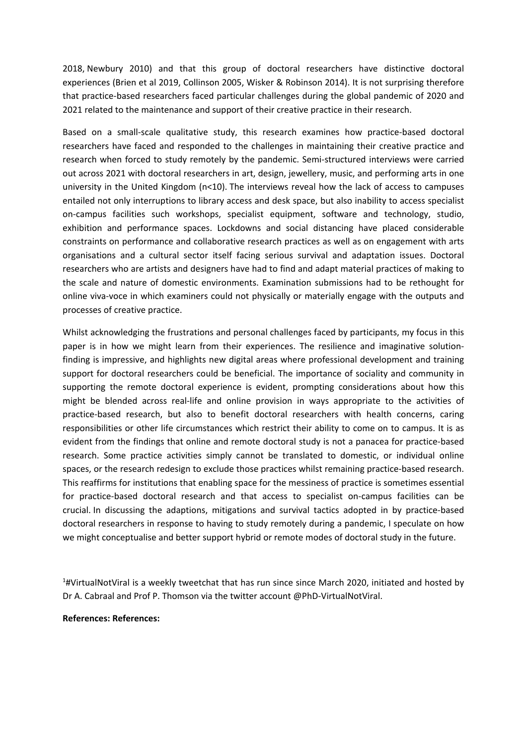2018, Newbury 2010) and that this group of doctoral researchers have distinctive doctoral experiences (Brien et al 2019, Collinson 2005, Wisker & Robinson 2014). It is not surprising therefore that practice-based researchers faced particular challenges during the global pandemic of 2020 and 2021 related to the maintenance and support of their creative practice in their research.

Based on a small-scale qualitative study, this research examines how practice-based doctoral researchers have faced and responded to the challenges in maintaining their creative practice and research when forced to study remotely by the pandemic. Semi-structured interviews were carried out across 2021 with doctoral researchers in art, design, jewellery, music, and performing arts in one university in the United Kingdom (n<10). The interviews reveal how the lack of access to campuses entailed not only interruptions to library access and desk space, but also inability to access specialist on-campus facilities such workshops, specialist equipment, software and technology, studio, exhibition and performance spaces. Lockdowns and social distancing have placed considerable constraints on performance and collaborative research practices as well as on engagement with arts organisations and a cultural sector itself facing serious survival and adaptation issues. Doctoral researchers who are artists and designers have had to find and adapt material practices of making to the scale and nature of domestic environments. Examination submissions had to be rethought for online viva-voce in which examiners could not physically or materially engage with the outputs and processes of creative practice.

Whilst acknowledging the frustrations and personal challenges faced by participants, my focus in this paper is in how we might learn from their experiences. The resilience and imaginative solution-finding is impressive, and highlights new digital areas where professional development and training support for doctoral researchers could be beneficial. The importance of sociality and community in supporting the remote doctoral experience is evident, prompting considerations about how this might be blended across real-life and online provision in ways appropriate to the activities of practice-based research, but also to benefit doctoral researchers with health concerns, caring responsibilities or other life circumstances which restrict their ability to come on to campus. It is as evident from the findings that online and remote doctoral study is not a panacea for practice-based research. Some practice activities simply cannot be translated to domestic, or individual online spaces, or the research redesign to exclude those practices whilst remaining practice-based research. This reaffirms for institutions that enabling space for the messiness of practice is sometimes essential for practice-based doctoral research and that access to specialist on-campus facilities can be crucial. In discussing the adaptions, mitigations and survival tactics adopted in by practice-based doctoral researchers in response to having to study remotely during a pandemic, I speculate on how we might conceptualise and better support hybrid or remote modes of doctoral study in the future.

[1]#VirtualNotViral is a weekly tweetchat that has run since since March 2020, initiated and hosted by Dr A. Cabraal and Prof P. Thomson via the twitter account @PhD-VirtualNotViral.

**References: References:**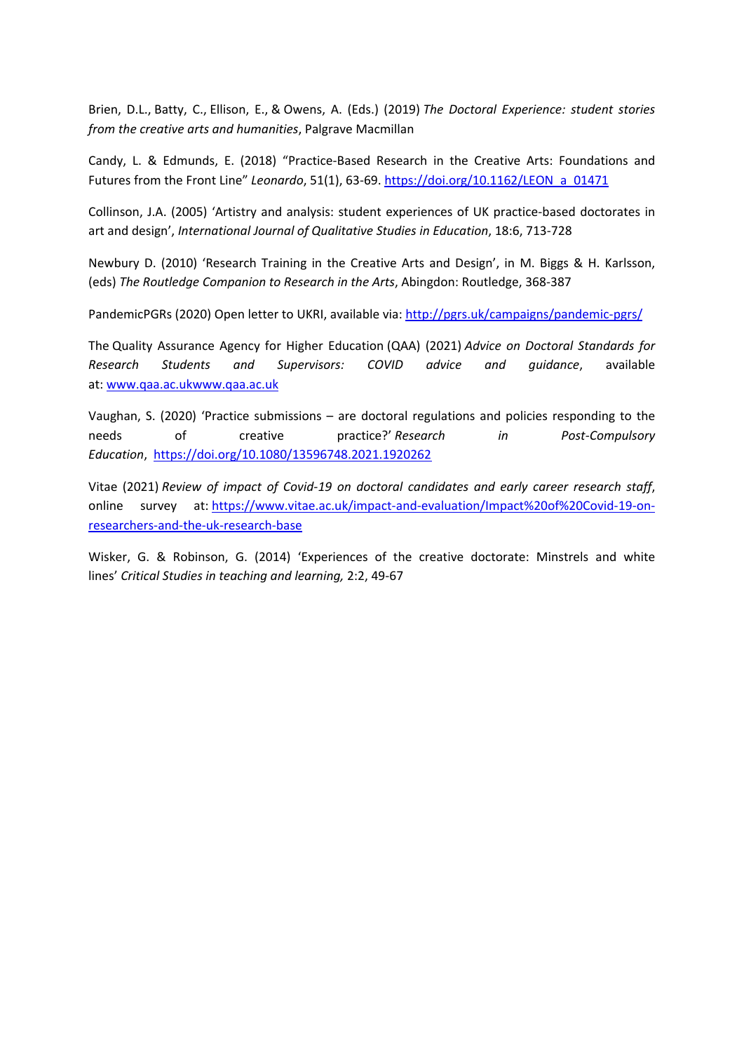Brien, D.L., Batty, C., Ellison, E., & Owens, A. (Eds.) (2019) *The Doctoral Experience: student stories from the creative arts and humanities*, Palgrave Macmillan

Candy, L. & Edmunds, E. (2018) "Practice-Based Research in the Creative Arts: Foundations and Futures from the Front Line" *Leonardo*, 51(1), 63-69. https://doi.org/10.1162/LEON_a_01471

Collinson, J.A. (2005) 'Artistry and analysis: student experiences of UK practice-based doctorates in art and design', *International Journal of Qualitative Studies in Education*, 18:6, 713-728

Newbury D. (2010) 'Research Training in the Creative Arts and Design', in M. Biggs & H. Karlsson, (eds) *The Routledge Companion to Research in the Arts*, Abingdon: Routledge, 368-387

PandemicPGRs (2020) Open letter to UKRI, available via: http://pgrs.uk/campaigns/pandemic-pgrs/

The Quality Assurance Agency for Higher Education (QAA) (2021) *Advice on Doctoral Standards for Research Students and Supervisors: COVID advice and guidance*, available at: www.qaa.ac.ukwww.qaa.ac.uk

Vaughan, S. (2020) 'Practice submissions – are doctoral regulations and policies responding to the needs of creative practice?' *Research in Post-Compulsory Education*, https://doi.org/10.1080/13596748.2021.1920262

Vitae (2021) *Review of impact of Covid-19 on doctoral candidates and early career research staff*, online survey at: https://www.vitae.ac.uk/impact-and-evaluation/Impact%20of%20Covid-19-on-researchers-and-the-uk-research-base

Wisker, G. & Robinson, G. (2014) 'Experiences of the creative doctorate: Minstrels and white lines' *Critical Studies in teaching and learning,* 2:2, 49-67